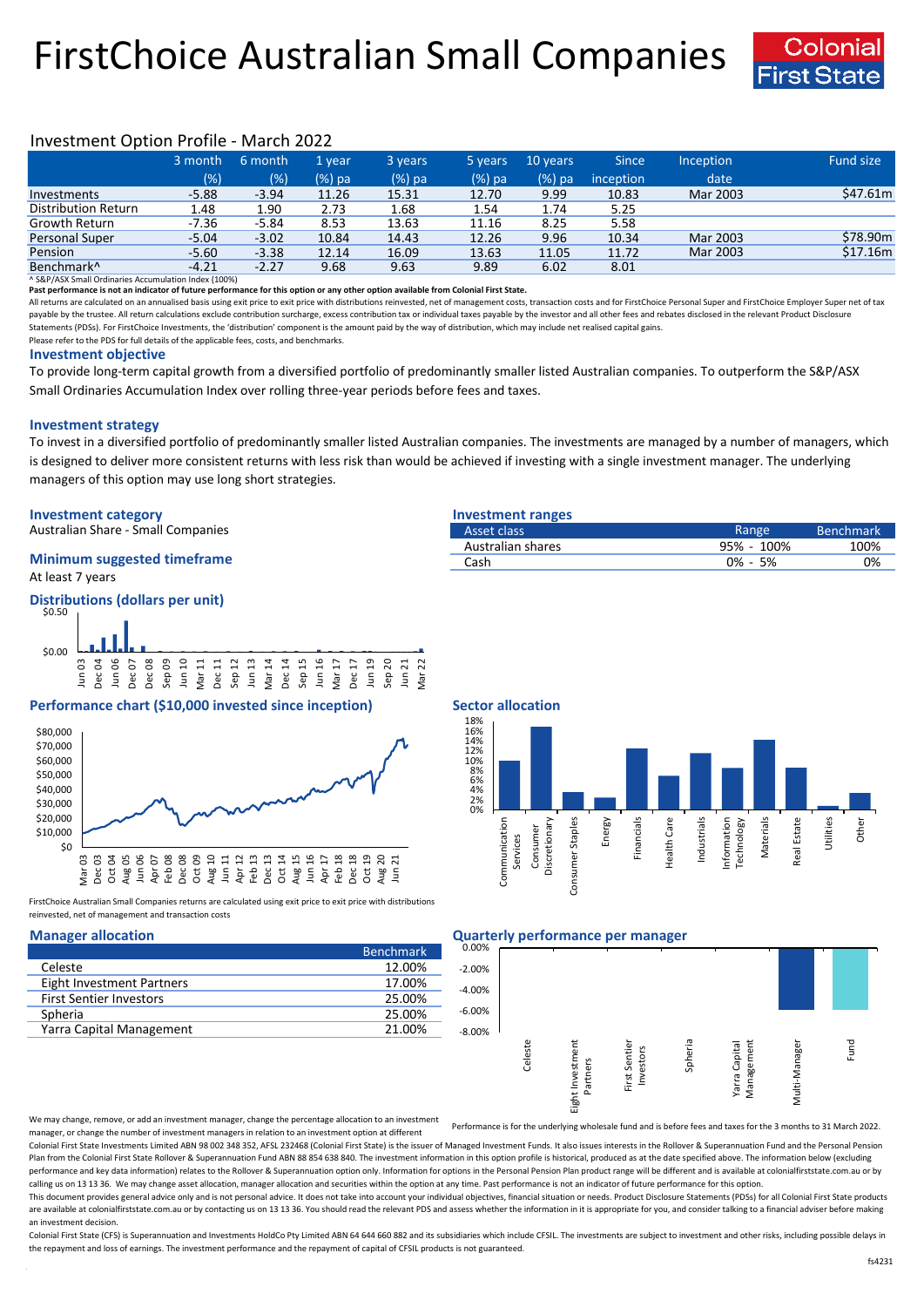# FirstChoice Australian Small Companies

Colonial First State

## Investment Option Profile - March 2022

| | 3 month (%) | 6 month (%) | 1 year (%) pa | 3 years (%) pa | 5 years (%) pa | 10 years (%) pa | Since inception | Inception date | Fund size |
|---|---|---|---|---|---|---|---|---|---|
| Investments | -5.88 | -3.94 | 11.26 | 15.31 | 12.70 | 9.99 | 10.83 | Mar 2003 | $47.61m |
| Distribution Return | 1.48 | 1.90 | 2.73 | 1.68 | 1.54 | 1.74 | 5.25 | | |
| Growth Return | -7.36 | -5.84 | 8.53 | 13.63 | 11.16 | 8.25 | 5.58 | | |
| Personal Super | -5.04 | -3.02 | 10.84 | 14.43 | 12.26 | 9.96 | 10.34 | Mar 2003 | $78.90m |
| Pension | -5.60 | -3.38 | 12.14 | 16.09 | 13.63 | 11.05 | 11.72 | Mar 2003 | $17.16m |
| Benchmark^ | -4.21 | -2.27 | 9.68 | 9.63 | 9.89 | 6.02 | 8.01 | | |

^ S&P/ASX Small Ordinaries Accumulation Index (100%)

**Past performance is not an indicator of future performance for this option or any other option available from Colonial First State.**

All returns are calculated on an annualised basis using exit price to exit price with distributions reinvested, net of management costs, transaction costs and for FirstChoice Personal Super and FirstChoice Employer Super net of tax payable by the trustee. All return calculations exclude contribution surcharge, excess contribution tax or individual taxes payable by the investor and all other fees and rebates disclosed in the relevant Product Disclosure Statements (PDSs). For FirstChoice Investments, the 'distribution' component is the amount paid by the way of distribution, which may include net realised capital gains.

Please refer to the PDS for full details of the applicable fees, costs, and benchmarks.

### Investment objective

To provide long-term capital growth from a diversified portfolio of predominantly smaller listed Australian companies. To outperform the S&P/ASX Small Ordinaries Accumulation Index over rolling three-year periods before fees and taxes.

### Investment strategy

To invest in a diversified portfolio of predominantly smaller listed Australian companies. The investments are managed by a number of managers, which is designed to deliver more consistent returns with less risk than would be achieved if investing with a single investment manager. The underlying managers of this option may use long short strategies.

### Investment category

Australian Share - Small Companies

### Minimum suggested timeframe

At least 7 years

### Investment ranges

| Asset class | Range | Benchmark |
|---|---|---|
| Australian shares | 95% - 100% | 100% |
| Cash | 0% - 5% | 0% |

### Distributions (dollars per unit)

### Performance chart ($10,000 invested since inception)

FirstChoice Australian Small Companies returns are calculated using exit price to exit price with distributions reinvested, net of management and transaction costs

### Sector allocation

### Manager allocation

| | Benchmark |
|---|---|
| Celeste | 12.00% |
| Eight Investment Partners | 17.00% |
| First Sentier Investors | 25.00% |
| Spheria | 25.00% |
| Yarra Capital Management | 21.00% |

We may change, remove, or add an investment manager, change the percentage allocation to an investment manager, or change the number of investment managers in relation to an investment option at different

### Quarterly performance per manager

Performance is for the underlying wholesale fund and is before fees and taxes for the 3 months to 31 March 2022.

Colonial First State Investments Limited ABN 98 002 348 352, AFSL 232468 (Colonial First State) is the issuer of Managed Investment Funds. It also issues interests in the Rollover & Superannuation Fund and the Personal Pension Plan from the Colonial First State Rollover & Superannuation Fund ABN 88 854 638 840. The investment information in this option profile is historical, produced as at the date specified above. The information below (excluding performance and key data information) relates to the Rollover & Superannuation option only. Information for options in the Personal Pension Plan product range will be different and is available at colonialfirststate.com.au or by calling us on 13 13 36. We may change asset allocation, manager allocation and securities within the option at any time. Past performance is not an indicator of future performance for this option.

This document provides general advice only and is not personal advice. It does not take into account your individual objectives, financial situation or needs. Product Disclosure Statements (PDSs) for all Colonial First State products are available at colonialfirststate.com.au or by contacting us on 13 13 36. You should read the relevant PDS and assess whether the information in it is appropriate for you, and consider talking to a financial adviser before making an investment decision.

Colonial First State (CFS) is Superannuation and Investments HoldCo Pty Limited ABN 64 644 660 882 and its subsidiaries which include CFSIL. The investments are subject to investment and other risks, including possible delays in the repayment and loss of earnings. The investment performance and the repayment of capital of CFSIL products is not guaranteed.

fs4231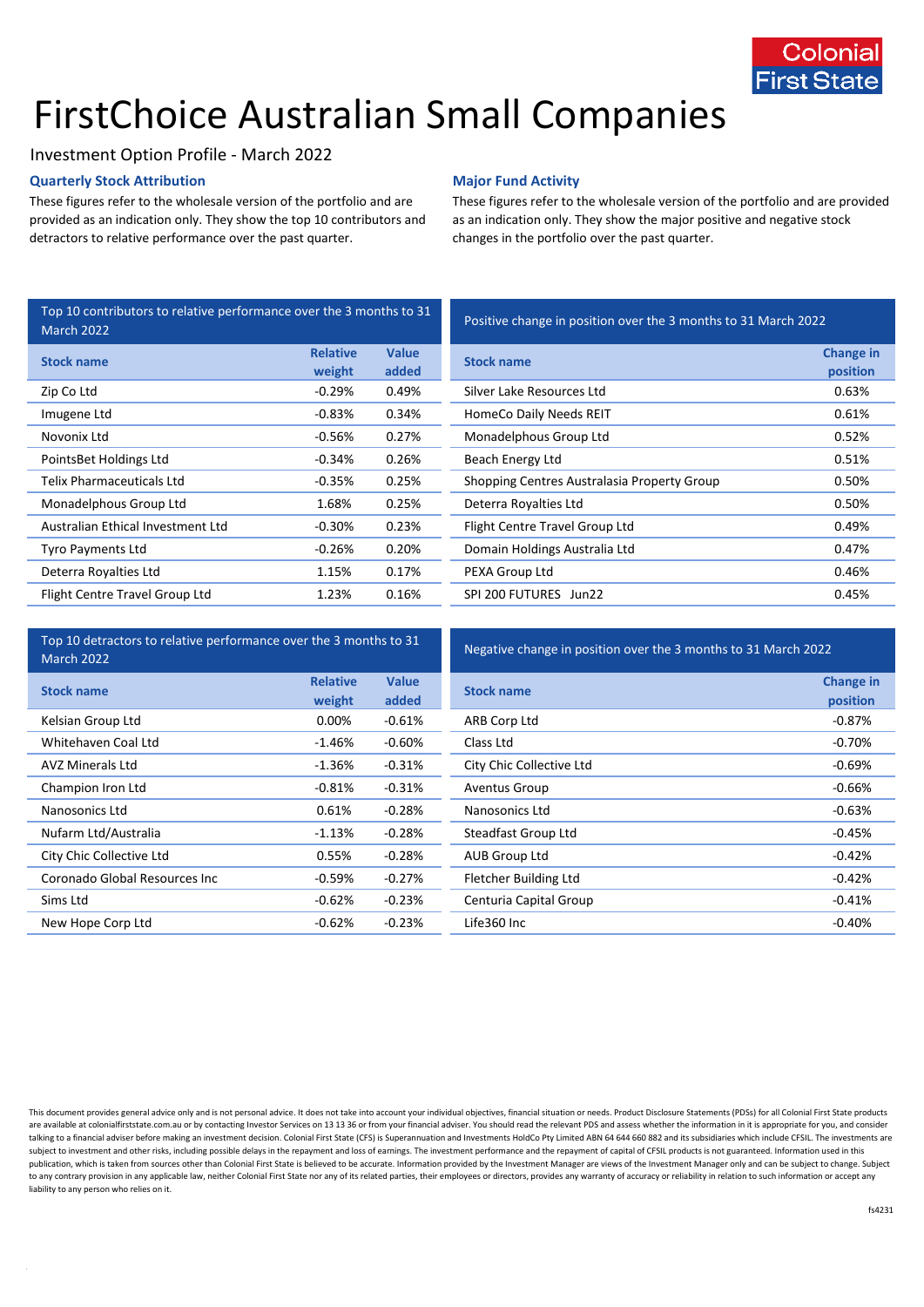# FirstChoice Australian Small Companies

Investment Option Profile - March 2022

### Quarterly Stock Attribution

These figures refer to the wholesale version of the portfolio and are provided as an indication only. They show the top 10 contributors and detractors to relative performance over the past quarter.

**Top 10 contributors to relative performance over the 3 months to 31 March 2022**

| Stock name | Relative weight | Value added |
|---|---|---|
| Zip Co Ltd | -0.29% | 0.49% |
| Imugene Ltd | -0.83% | 0.34% |
| Novonix Ltd | -0.56% | 0.27% |
| PointsBet Holdings Ltd | -0.34% | 0.26% |
| Telix Pharmaceuticals Ltd | -0.35% | 0.25% |
| Monadelphous Group Ltd | 1.68% | 0.25% |
| Australian Ethical Investment Ltd | -0.30% | 0.23% |
| Tyro Payments Ltd | -0.26% | 0.20% |
| Deterra Royalties Ltd | 1.15% | 0.17% |
| Flight Centre Travel Group Ltd | 1.23% | 0.16% |

**Top 10 detractors to relative performance over the 3 months to 31 March 2022**

| Stock name | Relative weight | Value added |
|---|---|---|
| Kelsian Group Ltd | 0.00% | -0.61% |
| Whitehaven Coal Ltd | -1.46% | -0.60% |
| AVZ Minerals Ltd | -1.36% | -0.31% |
| Champion Iron Ltd | -0.81% | -0.31% |
| Nanosonics Ltd | 0.61% | -0.28% |
| Nufarm Ltd/Australia | -1.13% | -0.28% |
| City Chic Collective Ltd | 0.55% | -0.28% |
| Coronado Global Resources Inc | -0.59% | -0.27% |
| Sims Ltd | -0.62% | -0.23% |
| New Hope Corp Ltd | -0.62% | -0.23% |

### Major Fund Activity

These figures refer to the wholesale version of the portfolio and are provided as an indication only. They show the major positive and negative stock changes in the portfolio over the past quarter.

**Positive change in position over the 3 months to 31 March 2022**

| Stock name | Change in position |
|---|---|
| Silver Lake Resources Ltd | 0.63% |
| HomeCo Daily Needs REIT | 0.61% |
| Monadelphous Group Ltd | 0.52% |
| Beach Energy Ltd | 0.51% |
| Shopping Centres Australasia Property Group | 0.50% |
| Deterra Royalties Ltd | 0.50% |
| Flight Centre Travel Group Ltd | 0.49% |
| Domain Holdings Australia Ltd | 0.47% |
| PEXA Group Ltd | 0.46% |
| SPI 200 FUTURES Jun22 | 0.45% |

**Negative change in position over the 3 months to 31 March 2022**

| Stock name | Change in position |
|---|---|
| ARB Corp Ltd | -0.87% |
| Class Ltd | -0.70% |
| City Chic Collective Ltd | -0.69% |
| Aventus Group | -0.66% |
| Nanosonics Ltd | -0.63% |
| Steadfast Group Ltd | -0.45% |
| AUB Group Ltd | -0.42% |
| Fletcher Building Ltd | -0.42% |
| Centuria Capital Group | -0.41% |
| Life360 Inc | -0.40% |

This document provides general advice only and is not personal advice. It does not take into account your individual objectives, financial situation or needs. Product Disclosure Statements (PDSs) for all Colonial First State products are available at colonialfirststate.com.au or by contacting Investor Services on 13 13 36 or from your financial adviser. You should read the relevant PDS and assess whether the information in it is appropriate for you, and consider talking to a financial adviser before making an investment decision. Colonial First State (CFS) is Superannuation and Investments HoldCo Pty Limited ABN 64 644 660 882 and its subsidiaries which include CFSIL. The investments are subject to investment and other risks, including possible delays in the repayment and loss of earnings. The investment performance and the repayment of capital of CFSIL products is not guaranteed. Information used in this publication, which is taken from sources other than Colonial First State is believed to be accurate. Information provided by the Investment Manager are views of the Investment Manager only and can be subject to change. Subject to any contrary provision in any applicable law, neither Colonial First State nor any of its related parties, their employees or directors, provides any warranty of accuracy or reliability in relation to such information or accept any liability to any person who relies on it.

fs4231